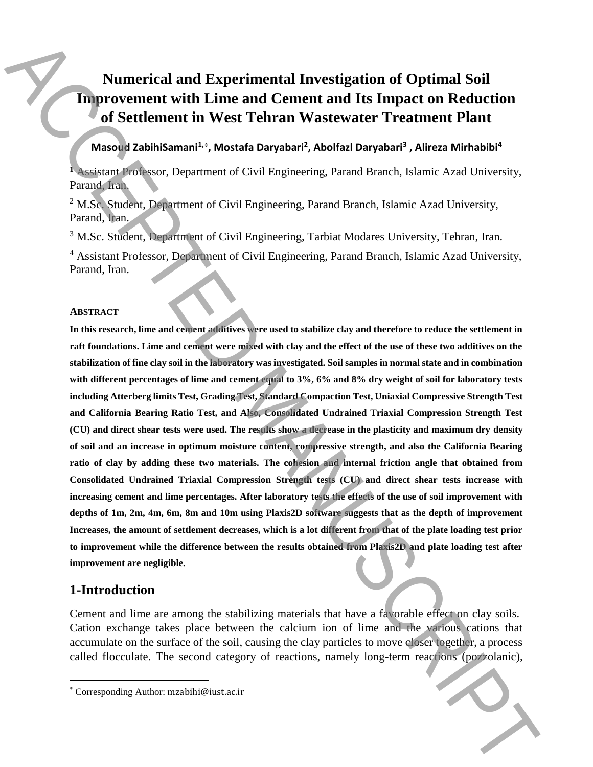# Numerical and Experimental Investigation of Optimal Soil Improvement with Lime and Cement and Its Impact on Reduction of Settlement in West Tehran Wastewater Treatment Plant

**Masoud ZabihiSamani[1,*], Mostafa Daryabari[2], Abolfazl Daryabari[3] , Alireza Mirhabibi[4]**

[1] Assistant Professor, Department of Civil Engineering, Parand Branch, Islamic Azad University, Parand, Iran.

[2] M.Sc. Student, Department of Civil Engineering, Parand Branch, Islamic Azad University, Parand, Iran.

[3] M.Sc. Student, Department of Civil Engineering, Tarbiat Modares University, Tehran, Iran.

[4] Assistant Professor, Department of Civil Engineering, Parand Branch, Islamic Azad University, Parand, Iran.

#### ABSTRACT

**In this research, lime and cement additives were used to stabilize clay and therefore to reduce the settlement in raft foundations. Lime and cement were mixed with clay and the effect of the use of these two additives on the stabilization of fine clay soil in the laboratory was investigated. Soil samples in normal state and in combination with different percentages of lime and cement equal to 3%, 6% and 8% dry weight of soil for laboratory tests including Atterberg limits Test, Grading Test, Standard Compaction Test, Uniaxial Compressive Strength Test and California Bearing Ratio Test, and Also, Consolidated Undrained Triaxial Compression Strength Test (CU) and direct shear tests were used. The results show a decrease in the plasticity and maximum dry density of soil and an increase in optimum moisture content, compressive strength, and also the California Bearing ratio of clay by adding these two materials. The cohesion and internal friction angle that obtained from Consolidated Undrained Triaxial Compression Strength tests (CU) and direct shear tests increase with increasing cement and lime percentages. After laboratory tests the effects of the use of soil improvement with depths of 1m, 2m, 4m, 6m, 8m and 10m using Plaxis2D software suggests that as the depth of improvement Increases, the amount of settlement decreases, which is a lot different from that of the plate loading test prior to improvement while the difference between the results obtained from Plaxis2D and plate loading test after improvement are negligible.**

## 1-Introduction

Cement and lime are among the stabilizing materials that have a favorable effect on clay soils. Cation exchange takes place between the calcium ion of lime and the various cations that accumulate on the surface of the soil, causing the clay particles to move closer together, a process called flocculate. The second category of reactions, namely long-term reactions (pozzolanic),

---

* Corresponding Author: mzabihi@iust.ac.ir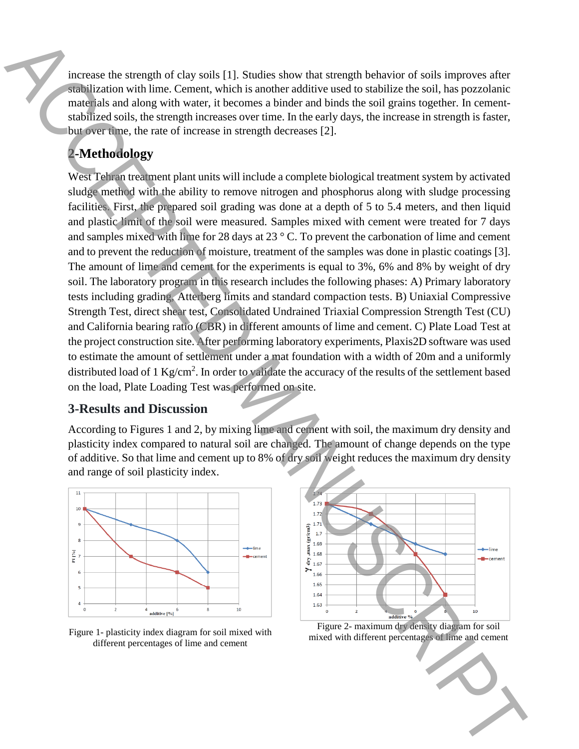increase the strength of clay soils [1]. Studies show that strength behavior of soils improves after stabilization with lime. Cement, which is another additive used to stabilize the soil, has pozzolanic materials and along with water, it becomes a binder and binds the soil grains together. In cement-stabilized soils, the strength increases over time. In the early days, the increase in strength is faster, but over time, the rate of increase in strength decreases [2].

## 2-Methodology

West Tehran treatment plant units will include a complete biological treatment system by activated sludge method with the ability to remove nitrogen and phosphorus along with sludge processing facilities. First, the prepared soil grading was done at a depth of 5 to 5.4 meters, and then liquid and plastic limit of the soil were measured. Samples mixed with cement were treated for 7 days and samples mixed with lime for 28 days at 23 ° C. To prevent the carbonation of lime and cement and to prevent the reduction of moisture, treatment of the samples was done in plastic coatings [3]. The amount of lime and cement for the experiments is equal to 3%, 6% and 8% by weight of dry soil. The laboratory program in this research includes the following phases: A) Primary laboratory tests including grading, Atterberg limits and standard compaction tests. B) Uniaxial Compressive Strength Test, direct shear test, Consolidated Undrained Triaxial Compression Strength Test (CU) and California bearing ratio (CBR) in different amounts of lime and cement. C) Plate Load Test at the project construction site. After performing laboratory experiments, Plaxis2D software was used to estimate the amount of settlement under a mat foundation with a width of 20m and a uniformly distributed load of 1 Kg/cm$^2$. In order to validate the accuracy of the results of the settlement based on the load, Plate Loading Test was performed on site.

## 3-Results and Discussion

According to Figures 1 and 2, by mixing lime and cement with soil, the maximum dry density and plasticity index compared to natural soil are changed. The amount of change depends on the type of additive. So that lime and cement up to 8% of dry soil weight reduces the maximum dry density and range of soil plasticity index.

Figure 1- plasticity index diagram for soil mixed with different percentages of lime and cement

Figure 2- maximum dry density diagram for soil mixed with different percentages of lime and cement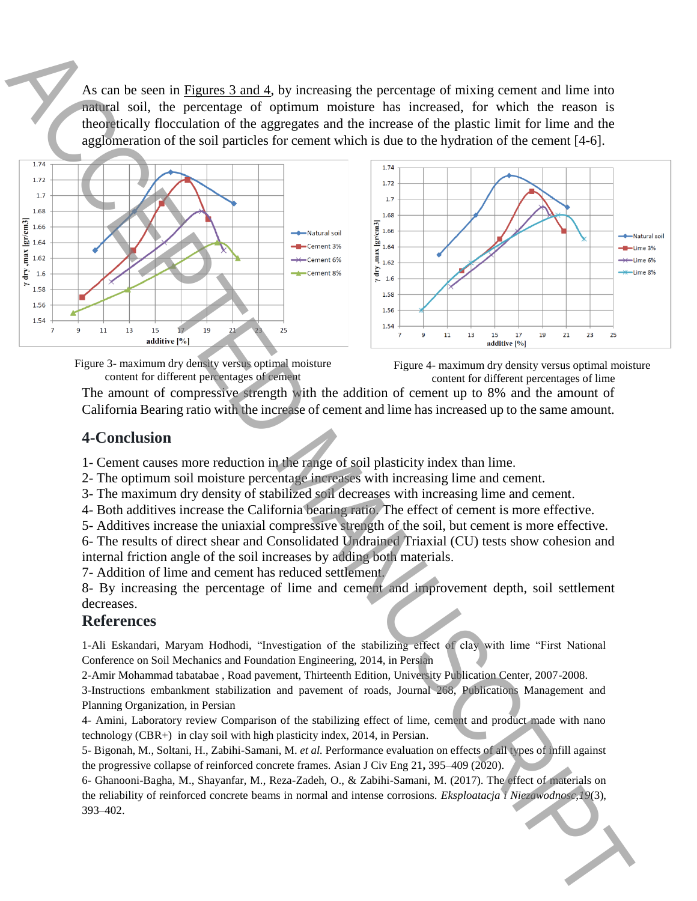As can be seen in Figures 3 and 4, by increasing the percentage of mixing cement and lime into natural soil, the percentage of optimum moisture has increased, for which the reason is theoretically flocculation of the aggregates and the increase of the plastic limit for lime and the agglomeration of the soil particles for cement which is due to the hydration of the cement [4-6].

γ dry ,max [gr/cm3]
1.74
1.72
1.7
1.68
1.66
1.64
1.62
1.6
1.58
1.56
1.54
7 9 11 13 15 17 19 21 23 25
additive [%]
Natural soil
Cement 3%
Cement 6%
Cement 8%

Figure 3- maximum dry density versus optimal moisture content for different percentages of cement

γ dry ,max [gr/cm3]
1.74
1.72
1.7
1.68
1.66
1.64
1.62
1.6
1.58
1.56
1.54
7 9 11 13 15 17 19 21 23 25
additive [%]
Natural soil
Lime 3%
Lime 6%
Lime 8%

Figure 4- maximum dry density versus optimal moisture content for different percentages of lime

The amount of compressive strength with the addition of cement up to 8% and the amount of California Bearing ratio with the increase of cement and lime has increased up to the same amount.

## 4-Conclusion

1- Cement causes more reduction in the range of soil plasticity index than lime.
2- The optimum soil moisture percentage increases with increasing lime and cement.
3- The maximum dry density of stabilized soil decreases with increasing lime and cement.
4- Both additives increase the California bearing ratio. The effect of cement is more effective.
5- Additives increase the uniaxial compressive strength of the soil, but cement is more effective.
6- The results of direct shear and Consolidated Undrained Triaxial (CU) tests show cohesion and internal friction angle of the soil increases by adding both materials.
7- Addition of lime and cement has reduced settlement.
8- By increasing the percentage of lime and cement and improvement depth, soil settlement decreases.

## References

1-Ali Eskandari, Maryam Hodhodi, "Investigation of the stabilizing effect of clay with lime "First National Conference on Soil Mechanics and Foundation Engineering, 2014, in Persian

2-Amir Mohammad tabatabae , Road pavement, Thirteenth Edition, University Publication Center, 2007-2008.

3-Instructions embankment stabilization and pavement of roads, Journal 268, Publications Management and Planning Organization, in Persian

4- Amini, Laboratory review Comparison of the stabilizing effect of lime, cement and product made with nano technology (CBR+) in clay soil with high plasticity index, 2014, in Persian.

5- Bigonah, M., Soltani, H., Zabihi-Samani, M. *et al.* Performance evaluation on effects of all types of infill against the progressive collapse of reinforced concrete frames. Asian J Civ Eng 21**,** 395–409 (2020).

6- Ghanooni-Bagha, M., Shayanfar, M., Reza-Zadeh, O., & Zabihi-Samani, M. (2017). The effect of materials on the reliability of reinforced concrete beams in normal and intense corrosions. *Eksploatacja i Niezawodnosc,19*(3), 393–402.